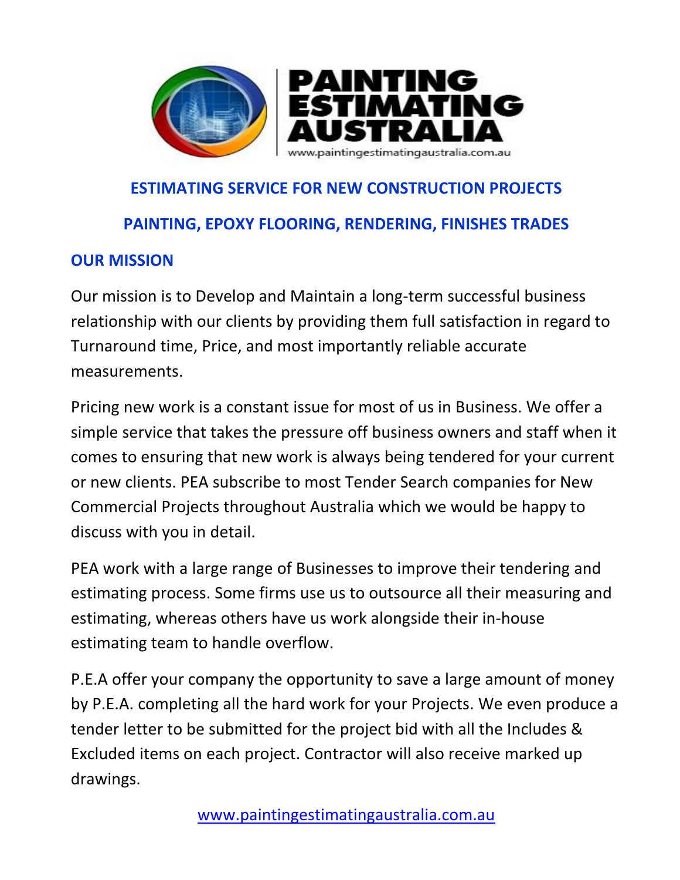# PAINTING ESTIMATING AUSTRALIA

www.paintingestimatingaustralia.com.au

## ESTIMATING SERVICE FOR NEW CONSTRUCTION PROJECTS

## PAINTING, EPOXY FLOORING, RENDERING, FINISHES TRADES

### OUR MISSION

Our mission is to Develop and Maintain a long-term successful business relationship with our clients by providing them full satisfaction in regard to Turnaround time, Price, and most importantly reliable accurate measurements.

Pricing new work is a constant issue for most of us in Business. We offer a simple service that takes the pressure off business owners and staff when it comes to ensuring that new work is always being tendered for your current or new clients. PEA subscribe to most Tender Search companies for New Commercial Projects throughout Australia which we would be happy to discuss with you in detail.

PEA work with a large range of Businesses to improve their tendering and estimating process. Some firms use us to outsource all their measuring and estimating, whereas others have us work alongside their in-house estimating team to handle overflow.

P.E.A offer your company the opportunity to save a large amount of money by P.E.A. completing all the hard work for your Projects. We even produce a tender letter to be submitted for the project bid with all the Includes & Excluded items on each project. Contractor will also receive marked up drawings.

www.paintingestimatingaustralia.com.au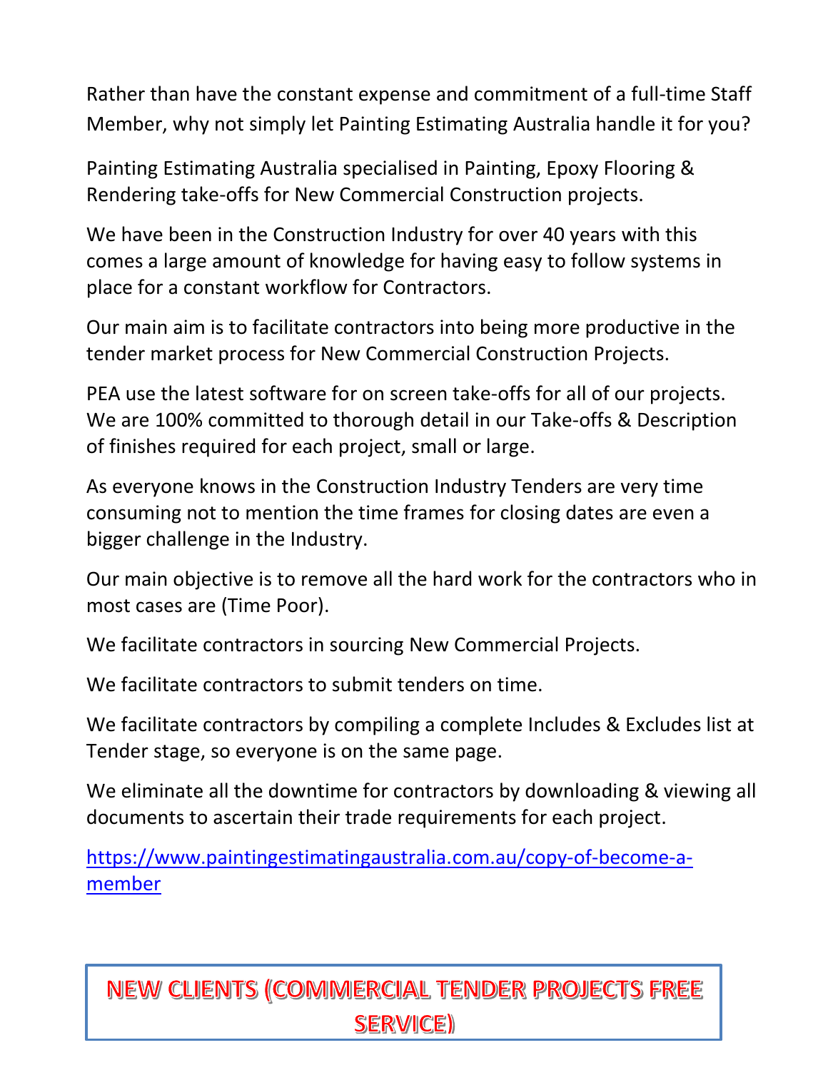Rather than have the constant expense and commitment of a full-time Staff Member, why not simply let Painting Estimating Australia handle it for you?

Painting Estimating Australia specialised in Painting, Epoxy Flooring & Rendering take-offs for New Commercial Construction projects.

We have been in the Construction Industry for over 40 years with this comes a large amount of knowledge for having easy to follow systems in place for a constant workflow for Contractors.

Our main aim is to facilitate contractors into being more productive in the tender market process for New Commercial Construction Projects.

PEA use the latest software for on screen take-offs for all of our projects. We are 100% committed to thorough detail in our Take-offs & Description of finishes required for each project, small or large.

As everyone knows in the Construction Industry Tenders are very time consuming not to mention the time frames for closing dates are even a bigger challenge in the Industry.

Our main objective is to remove all the hard work for the contractors who in most cases are (Time Poor).

We facilitate contractors in sourcing New Commercial Projects.

We facilitate contractors to submit tenders on time.

We facilitate contractors by compiling a complete Includes & Excludes list at Tender stage, so everyone is on the same page.

We eliminate all the downtime for contractors by downloading & viewing all documents to ascertain their trade requirements for each project.

[https://www.paintingestimatingaustralia.com.au/copy-of-become-a-member](https://www.paintingestimatingaustralia.com.au/copy-of-become-a-member)

**NEW CLIENTS (COMMERCIAL TENDER PROJECTS FREE SERVICE)**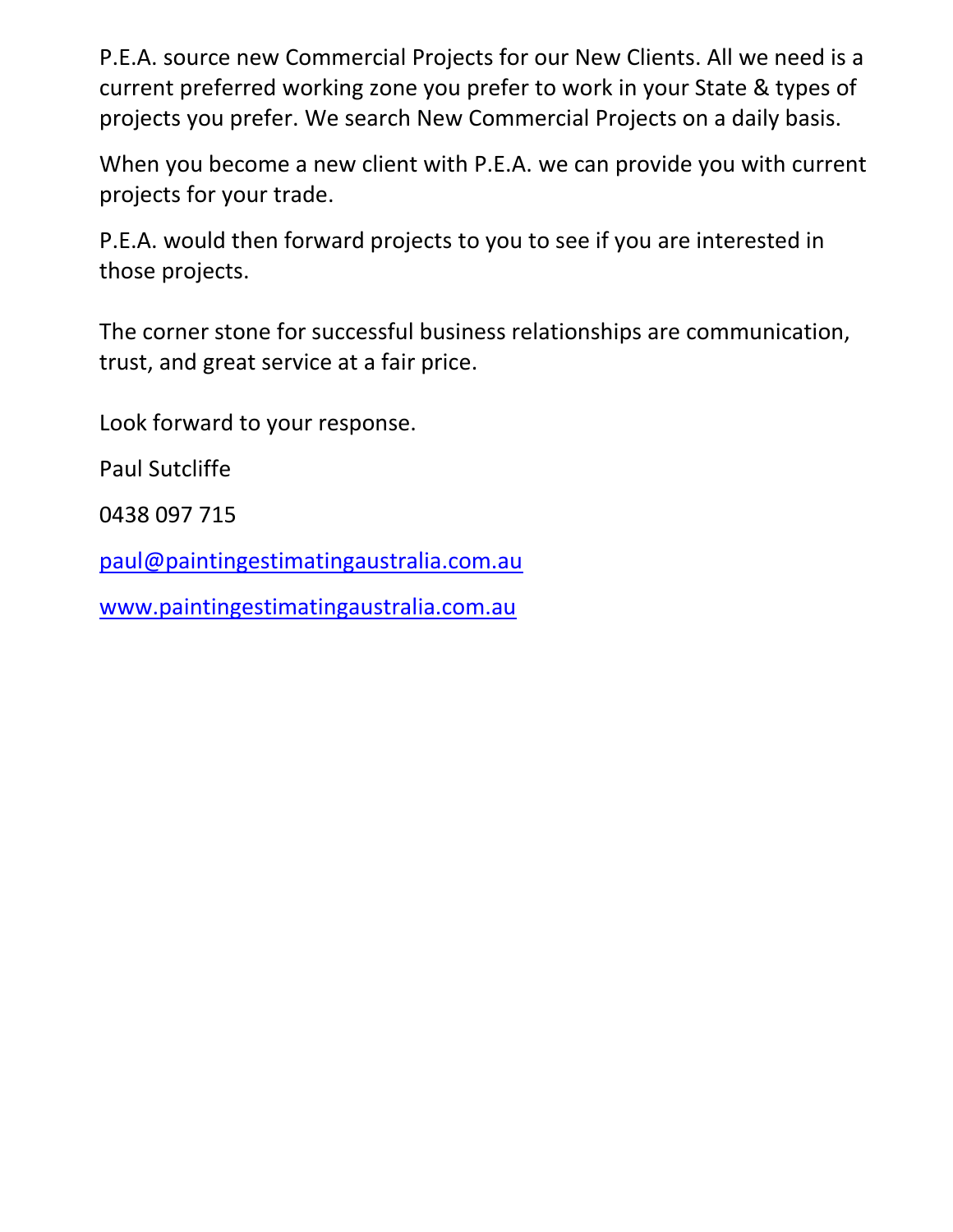P.E.A. source new Commercial Projects for our New Clients. All we need is a current preferred working zone you prefer to work in your State & types of projects you prefer. We search New Commercial Projects on a daily basis.

When you become a new client with P.E.A. we can provide you with current projects for your trade.

P.E.A. would then forward projects to you to see if you are interested in those projects.

The corner stone for successful business relationships are communication, trust, and great service at a fair price.

Look forward to your response.

Paul Sutcliffe

0438 097 715

paul@paintingestimatingaustralia.com.au

www.paintingestimatingaustralia.com.au